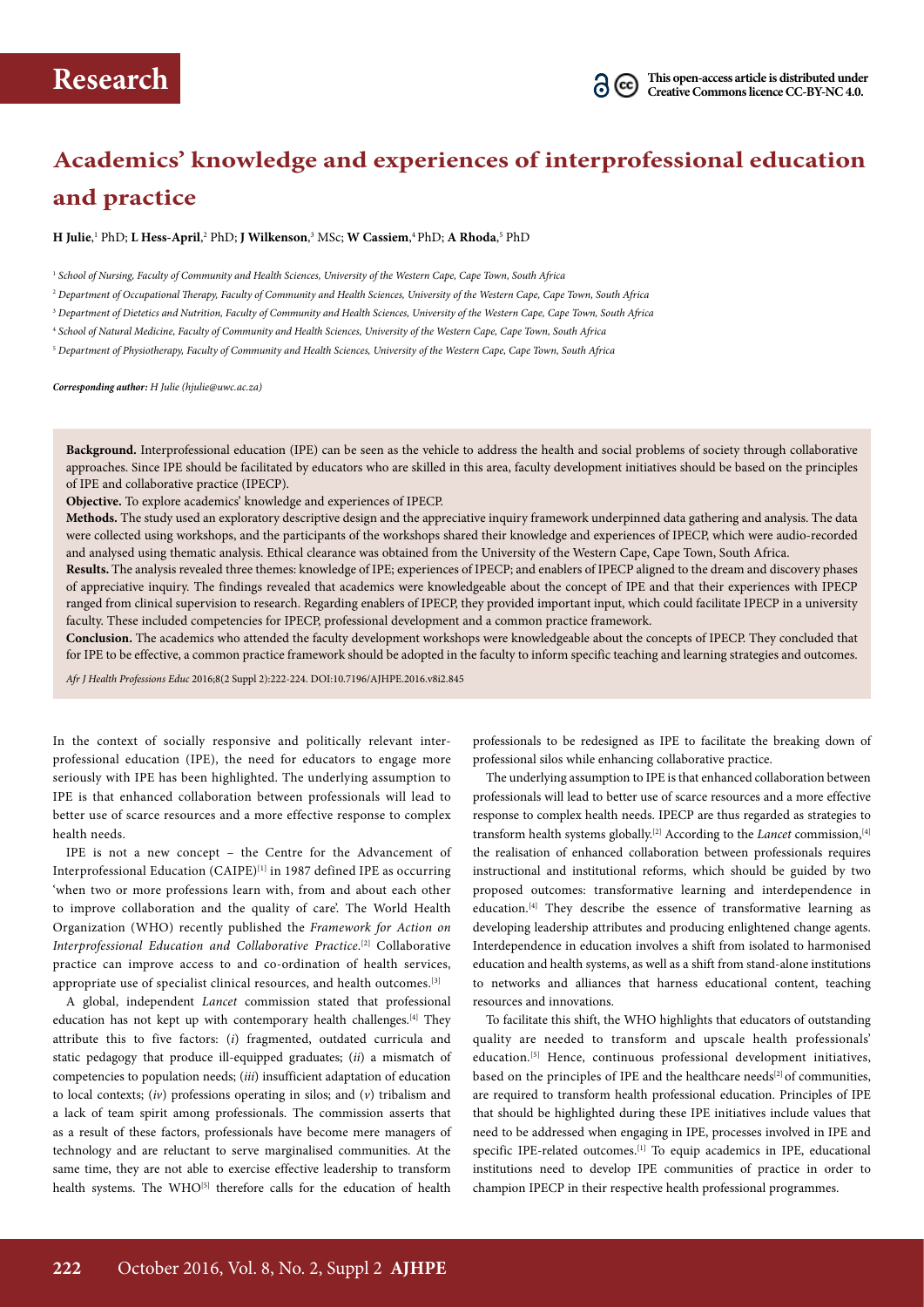**Research**

This open-access article is distributed under Creative Commons licence CC-BY-NC 4.0.

# Academics' knowledge and experiences of interprofessional education and practice

**H Julie**,[1] PhD; **L Hess-April**,[2] PhD; **J Wilkenson**,[3] MSc; **W Cassiem**,[4] PhD; **A Rhoda**,[5] PhD

[1] *School of Nursing, Faculty of Community and Health Sciences, University of the Western Cape, Cape Town, South Africa*

[2] *Department of Occupational Therapy, Faculty of Community and Health Sciences, University of the Western Cape, Cape Town, South Africa*

[3] *Department of Dietetics and Nutrition, Faculty of Community and Health Sciences, University of the Western Cape, Cape Town, South Africa*

[4] *School of Natural Medicine, Faculty of Community and Health Sciences, University of the Western Cape, Cape Town, South Africa*

[5] *Department of Physiotherapy, Faculty of Community and Health Sciences, University of the Western Cape, Cape Town, South Africa*

***Corresponding author:** H Julie (hjulie@uwc.ac.za)*

**Background.** Interprofessional education (IPE) can be seen as the vehicle to address the health and social problems of society through collaborative approaches. Since IPE should be facilitated by educators who are skilled in this area, faculty development initiatives should be based on the principles of IPE and collaborative practice (IPECP).

**Objective.** To explore academics' knowledge and experiences of IPECP.

**Methods.** The study used an exploratory descriptive design and the appreciative inquiry framework underpinned data gathering and analysis. The data were collected using workshops, and the participants of the workshops shared their knowledge and experiences of IPECP, which were audio-recorded and analysed using thematic analysis. Ethical clearance was obtained from the University of the Western Cape, Cape Town, South Africa.

**Results.** The analysis revealed three themes: knowledge of IPE; experiences of IPECP; and enablers of IPECP aligned to the dream and discovery phases of appreciative inquiry. The findings revealed that academics were knowledgeable about the concept of IPE and that their experiences with IPECP ranged from clinical supervision to research. Regarding enablers of IPECP, they provided important input, which could facilitate IPECP in a university faculty. These included competencies for IPECP, professional development and a common practice framework.

**Conclusion.** The academics who attended the faculty development workshops were knowledgeable about the concepts of IPECP. They concluded that for IPE to be effective, a common practice framework should be adopted in the faculty to inform specific teaching and learning strategies and outcomes.

*Afr J Health Professions Educ* 2016;8(2 Suppl 2):222-224. DOI:10.7196/AJHPE.2016.v8i2.845

In the context of socially responsive and politically relevant interprofessional education (IPE), the need for educators to engage more seriously with IPE has been highlighted. The underlying assumption to IPE is that enhanced collaboration between professionals will lead to better use of scarce resources and a more effective response to complex health needs.

IPE is not a new concept – the Centre for the Advancement of Interprofessional Education (CAIPE)[1] in 1987 defined IPE as occurring 'when two or more professions learn with, from and about each other to improve collaboration and the quality of care'. The World Health Organization (WHO) recently published the *Framework for Action on Interprofessional Education and Collaborative Practice*.[2] Collaborative practice can improve access to and co-ordination of health services, appropriate use of specialist clinical resources, and health outcomes.[3]

A global, independent *Lancet* commission stated that professional education has not kept up with contemporary health challenges.[4] They attribute this to five factors: (*i*) fragmented, outdated curricula and static pedagogy that produce ill-equipped graduates; (*ii*) a mismatch of competencies to population needs; (*iii*) insufficient adaptation of education to local contexts; (*iv*) professions operating in silos; and (*v*) tribalism and a lack of team spirit among professionals. The commission asserts that as a result of these factors, professionals have become mere managers of technology and are reluctant to serve marginalised communities. At the same time, they are not able to exercise effective leadership to transform health systems. The WHO[5] therefore calls for the education of health professionals to be redesigned as IPE to facilitate the breaking down of professional silos while enhancing collaborative practice.

The underlying assumption to IPE is that enhanced collaboration between professionals will lead to better use of scarce resources and a more effective response to complex health needs. IPECP are thus regarded as strategies to transform health systems globally.[2] According to the *Lancet* commission,[4] the realisation of enhanced collaboration between professionals requires instructional and institutional reforms, which should be guided by two proposed outcomes: transformative learning and interdependence in education.[4] They describe the essence of transformative learning as developing leadership attributes and producing enlightened change agents. Interdependence in education involves a shift from isolated to harmonised education and health systems, as well as a shift from stand-alone institutions to networks and alliances that harness educational content, teaching resources and innovations.

To facilitate this shift, the WHO highlights that educators of outstanding quality are needed to transform and upscale health professionals' education.[5] Hence, continuous professional development initiatives, based on the principles of IPE and the healthcare needs[2] of communities, are required to transform health professional education. Principles of IPE that should be highlighted during these IPE initiatives include values that need to be addressed when engaging in IPE, processes involved in IPE and specific IPE-related outcomes.[1] To equip academics in IPE, educational institutions need to develop IPE communities of practice in order to champion IPECP in their respective health professional programmes.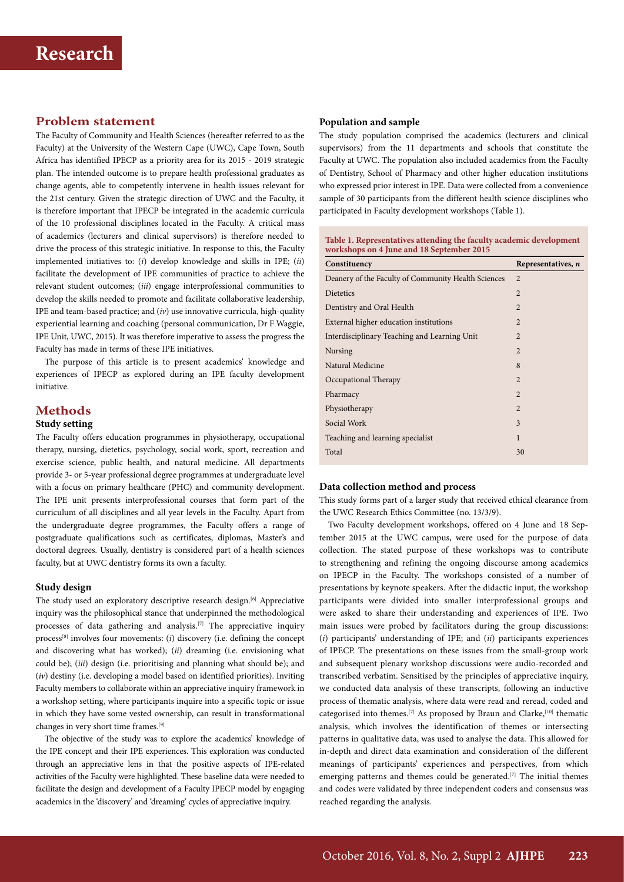## Problem statement

The Faculty of Community and Health Sciences (hereafter referred to as the Faculty) at the University of the Western Cape (UWC), Cape Town, South Africa has identified IPECP as a priority area for its 2015 - 2019 strategic plan. The intended outcome is to prepare health professional graduates as change agents, able to competently intervene in health issues relevant for the 21st century. Given the strategic direction of UWC and the Faculty, it is therefore important that IPECP be integrated in the academic curricula of the 10 professional disciplines located in the Faculty. A critical mass of academics (lecturers and clinical supervisors) is therefore needed to drive the process of this strategic initiative. In response to this, the Faculty implemented initiatives to: (*i*) develop knowledge and skills in IPE; (*ii*) facilitate the development of IPE communities of practice to achieve the relevant student outcomes; (*iii*) engage interprofessional communities to develop the skills needed to promote and facilitate collaborative leadership, IPE and team-based practice; and (*iv*) use innovative curricula, high-quality experiential learning and coaching (personal communication, Dr F Waggie, IPE Unit, UWC, 2015). It was therefore imperative to assess the progress the Faculty has made in terms of these IPE initiatives.

The purpose of this article is to present academics' knowledge and experiences of IPECP as explored during an IPE faculty development initiative.

## Methods

### Study setting

The Faculty offers education programmes in physiotherapy, occupational therapy, nursing, dietetics, psychology, social work, sport, recreation and exercise science, public health, and natural medicine. All departments provide 3- or 5-year professional degree programmes at undergraduate level with a focus on primary healthcare (PHC) and community development. The IPE unit presents interprofessional courses that form part of the curriculum of all disciplines and all year levels in the Faculty. Apart from the undergraduate degree programmes, the Faculty offers a range of postgraduate qualifications such as certificates, diplomas, Master's and doctoral degrees. Usually, dentistry is considered part of a health sciences faculty, but at UWC dentistry forms its own a faculty.

### Study design

The study used an exploratory descriptive research design.[6] Appreciative inquiry was the philosophical stance that underpinned the methodological processes of data gathering and analysis.[7] The appreciative inquiry process[8] involves four movements: (*i*) discovery (i.e. defining the concept and discovering what has worked); (*ii*) dreaming (i.e. envisioning what could be); (*iii*) design (i.e. prioritising and planning what should be); and (*iv*) destiny (i.e. developing a model based on identified priorities). Inviting Faculty members to collaborate within an appreciative inquiry framework in a workshop setting, where participants inquire into a specific topic or issue in which they have some vested ownership, can result in transformational changes in very short time frames.[9]

The objective of the study was to explore the academics' knowledge of the IPE concept and their IPE experiences. This exploration was conducted through an appreciative lens in that the positive aspects of IPE-related activities of the Faculty were highlighted. These baseline data were needed to facilitate the design and development of a Faculty IPECP model by engaging academics in the 'discovery' and 'dreaming' cycles of appreciative inquiry.

### Population and sample

The study population comprised the academics (lecturers and clinical supervisors) from the 11 departments and schools that constitute the Faculty at UWC. The population also included academics from the Faculty of Dentistry, School of Pharmacy and other higher education institutions who expressed prior interest in IPE. Data were collected from a convenience sample of 30 participants from the different health science disciplines who participated in Faculty development workshops (Table 1).

**Table 1. Representatives attending the faculty academic development workshops on 4 June and 18 September 2015**

| Constituency | Representatives, *n* |
|---|---|
| Deanery of the Faculty of Community Health Sciences | 2 |
| Dietetics | 2 |
| Dentistry and Oral Health | 2 |
| External higher education institutions | 2 |
| Interdisciplinary Teaching and Learning Unit | 2 |
| Nursing | 2 |
| Natural Medicine | 8 |
| Occupational Therapy | 2 |
| Pharmacy | 2 |
| Physiotherapy | 2 |
| Social Work | 3 |
| Teaching and learning specialist | 1 |
| Total | 30 |

### Data collection method and process

This study forms part of a larger study that received ethical clearance from the UWC Research Ethics Committee (no. 13/3/9).

Two Faculty development workshops, offered on 4 June and 18 September 2015 at the UWC campus, were used for the purpose of data collection. The stated purpose of these workshops was to contribute to strengthening and refining the ongoing discourse among academics on IPECP in the Faculty. The workshops consisted of a number of presentations by keynote speakers. After the didactic input, the workshop participants were divided into smaller interprofessional groups and were asked to share their understanding and experiences of IPE. Two main issues were probed by facilitators during the group discussions: (*i*) participants' understanding of IPE; and (*ii*) participants experiences of IPECP. The presentations on these issues from the small-group work and subsequent plenary workshop discussions were audio-recorded and transcribed verbatim. Sensitised by the principles of appreciative inquiry, we conducted data analysis of these transcripts, following an inductive process of thematic analysis, where data were read and reread, coded and categorised into themes.[7] As proposed by Braun and Clarke,[10] thematic analysis, which involves the identification of themes or intersecting patterns in qualitative data, was used to analyse the data. This allowed for in-depth and direct data examination and consideration of the different meanings of participants' experiences and perspectives, from which emerging patterns and themes could be generated.[7] The initial themes and codes were validated by three independent coders and consensus was reached regarding the analysis.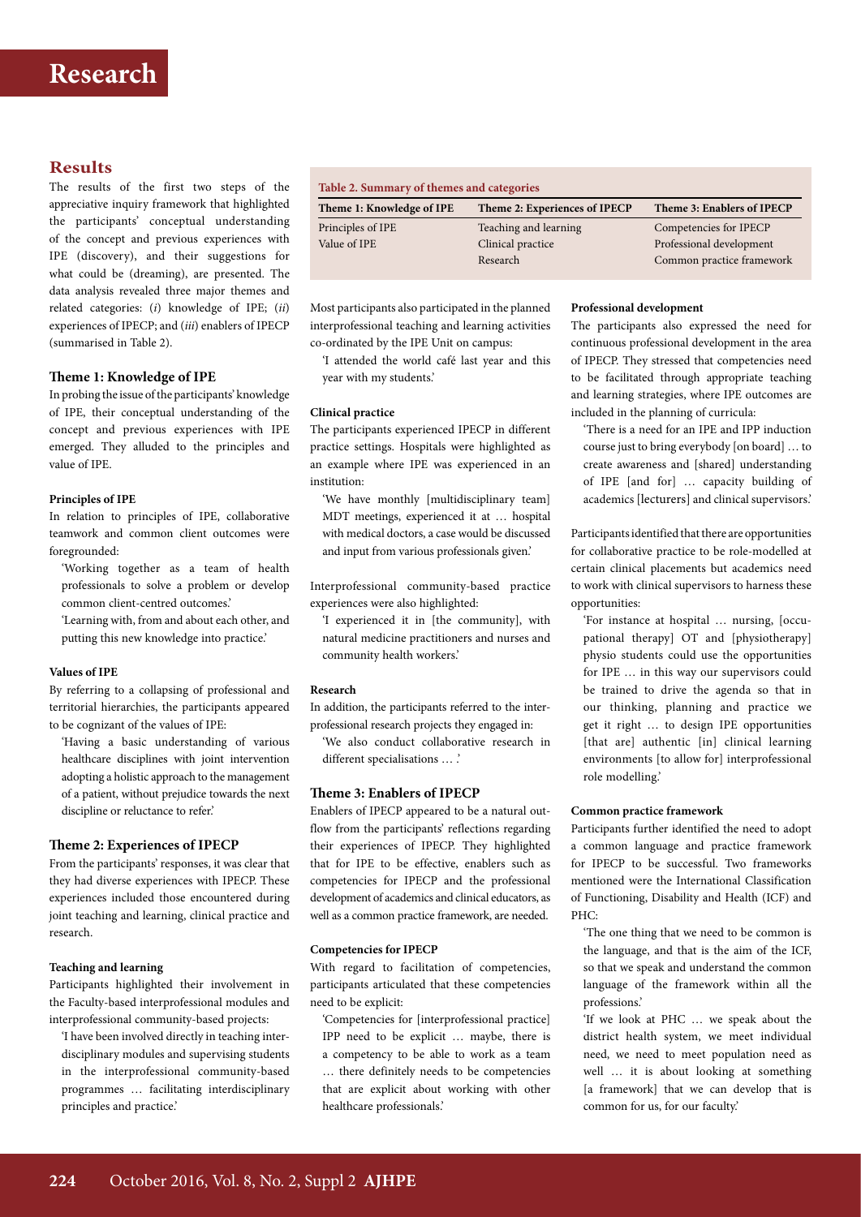## Results

The results of the first two steps of the appreciative inquiry framework that highlighted the participants' conceptual understanding of the concept and previous experiences with IPE (discovery), and their suggestions for what could be (dreaming), are presented. The data analysis revealed three major themes and related categories: (*i*) knowledge of IPE; (*ii*) experiences of IPECP; and (*iii*) enablers of IPECP (summarised in Table 2).

**Table 2. Summary of themes and categories**

| Theme 1: Knowledge of IPE | Theme 2: Experiences of IPECP | Theme 3: Enablers of IPECP |
|---|---|---|
| Principles of IPE | Teaching and learning | Competencies for IPECP |
| Value of IPE | Clinical practice | Professional development |
| | Research | Common practice framework |

### Theme 1: Knowledge of IPE

In probing the issue of the participants' knowledge of IPE, their conceptual understanding of the concept and previous experiences with IPE emerged. They alluded to the principles and value of IPE.

#### Principles of IPE

In relation to principles of IPE, collaborative teamwork and common client outcomes were foregrounded:

> 'Working together as a team of health professionals to solve a problem or develop common client-centred outcomes.'
>
> 'Learning with, from and about each other, and putting this new knowledge into practice.'

#### Values of IPE

By referring to a collapsing of professional and territorial hierarchies, the participants appeared to be cognizant of the values of IPE:

> 'Having a basic understanding of various healthcare disciplines with joint intervention adopting a holistic approach to the management of a patient, without prejudice towards the next discipline or reluctance to refer.'

### Theme 2: Experiences of IPECP

From the participants' responses, it was clear that they had diverse experiences with IPECP. These experiences included those encountered during joint teaching and learning, clinical practice and research.

#### Teaching and learning

Participants highlighted their involvement in the Faculty-based interprofessional modules and interprofessional community-based projects:

> 'I have been involved directly in teaching interdisciplinary modules and supervising students in the interprofessional community-based programmes … facilitating interdisciplinary principles and practice.'

Most participants also participated in the planned interprofessional teaching and learning activities co-ordinated by the IPE Unit on campus:

> 'I attended the world café last year and this year with my students.'

#### Clinical practice

The participants experienced IPECP in different practice settings. Hospitals were highlighted as an example where IPE was experienced in an institution:

> 'We have monthly [multidisciplinary team] MDT meetings, experienced it at … hospital with medical doctors, a case would be discussed and input from various professionals given.'

Interprofessional community-based practice experiences were also highlighted:

> 'I experienced it in [the community], with natural medicine practitioners and nurses and community health workers.'

#### Research

In addition, the participants referred to the interprofessional research projects they engaged in:

> 'We also conduct collaborative research in different specialisations … .'

### Theme 3: Enablers of IPECP

Enablers of IPECP appeared to be a natural outflow from the participants' reflections regarding their experiences of IPECP. They highlighted that for IPE to be effective, enablers such as competencies for IPECP and the professional development of academics and clinical educators, as well as a common practice framework, are needed.

#### Competencies for IPECP

With regard to facilitation of competencies, participants articulated that these competencies need to be explicit:

> 'Competencies for [interprofessional practice] IPP need to be explicit … maybe, there is a competency to be able to work as a team … there definitely needs to be competencies that are explicit about working with other healthcare professionals.'

#### Professional development

The participants also expressed the need for continuous professional development in the area of IPECP. They stressed that competencies need to be facilitated through appropriate teaching and learning strategies, where IPE outcomes are included in the planning of curricula:

> 'There is a need for an IPE and IPP induction course just to bring everybody [on board] … to create awareness and [shared] understanding of IPE [and for] … capacity building of academics [lecturers] and clinical supervisors.'

Participants identified that there are opportunities for collaborative practice to be role-modelled at certain clinical placements but academics need to work with clinical supervisors to harness these opportunities:

> 'For instance at hospital … nursing, [occupational therapy] OT and [physiotherapy] physio students could use the opportunities for IPE … in this way our supervisors could be trained to drive the agenda so that in our thinking, planning and practice we get it right … to design IPE opportunities [that are] authentic [in] clinical learning environments [to allow for] interprofessional role modelling.'

#### Common practice framework

Participants further identified the need to adopt a common language and practice framework for IPECP to be successful. Two frameworks mentioned were the International Classification of Functioning, Disability and Health (ICF) and PHC:

> 'The one thing that we need to be common is the language, and that is the aim of the ICF, so that we speak and understand the common language of the framework within all the professions.'
>
> 'If we look at PHC … we speak about the district health system, we meet individual need, we need to meet population need as well … it is about looking at something [a framework] that we can develop that is common for us, for our faculty.'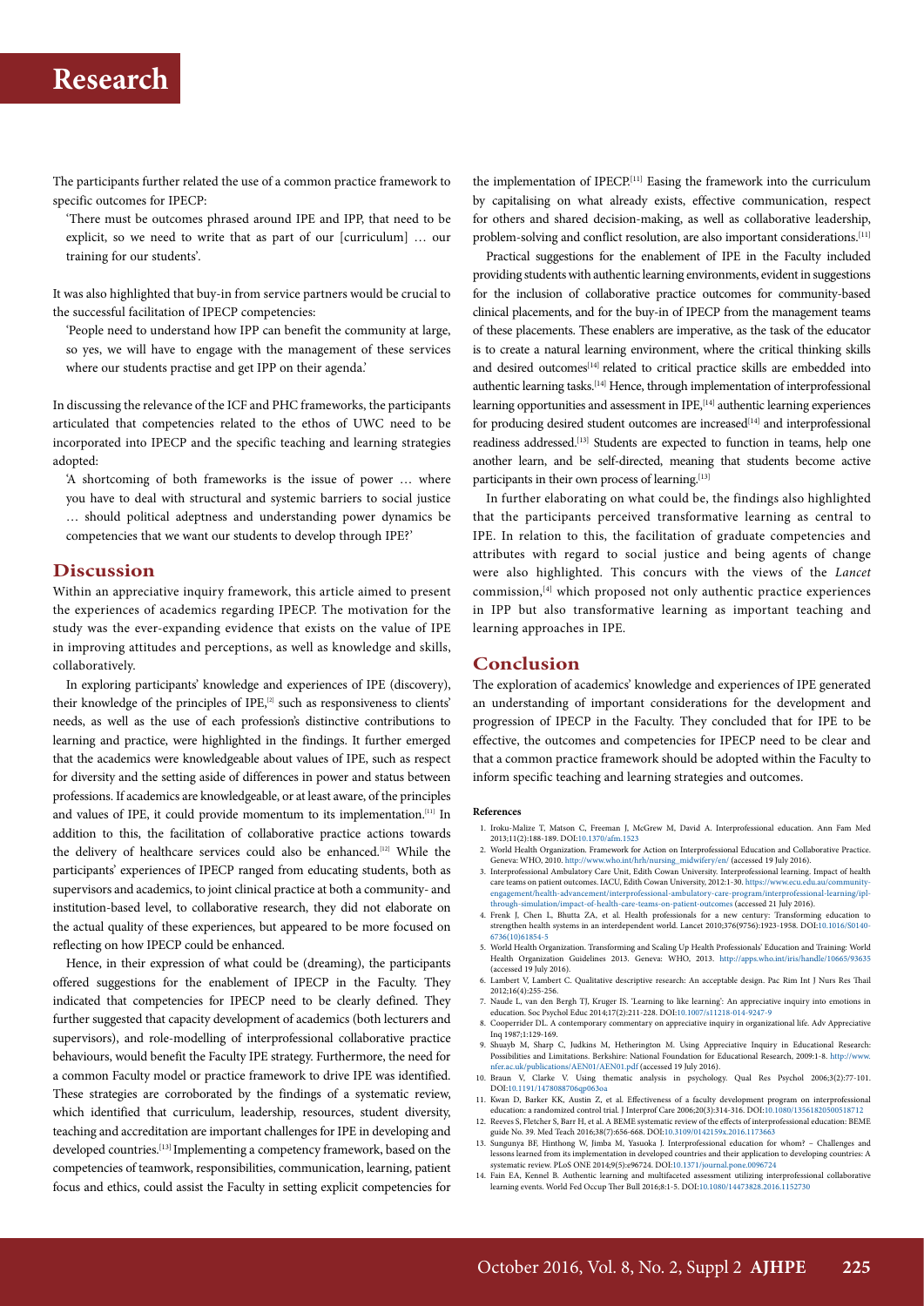The participants further related the use of a common practice framework to specific outcomes for IPECP:

'There must be outcomes phrased around IPE and IPP, that need to be explicit, so we need to write that as part of our [curriculum] … our training for our students'.

It was also highlighted that buy-in from service partners would be crucial to the successful facilitation of IPECP competencies:

'People need to understand how IPP can benefit the community at large, so yes, we will have to engage with the management of these services where our students practise and get IPP on their agenda.'

In discussing the relevance of the ICF and PHC frameworks, the participants articulated that competencies related to the ethos of UWC need to be incorporated into IPECP and the specific teaching and learning strategies adopted:

'A shortcoming of both frameworks is the issue of power … where you have to deal with structural and systemic barriers to social justice … should political adeptness and understanding power dynamics be competencies that we want our students to develop through IPE?'

## Discussion

Within an appreciative inquiry framework, this article aimed to present the experiences of academics regarding IPECP. The motivation for the study was the ever-expanding evidence that exists on the value of IPE in improving attitudes and perceptions, as well as knowledge and skills, collaboratively.

In exploring participants' knowledge and experiences of IPE (discovery), their knowledge of the principles of IPE,[2] such as responsiveness to clients' needs, as well as the use of each profession's distinctive contributions to learning and practice, were highlighted in the findings. It further emerged that the academics were knowledgeable about values of IPE, such as respect for diversity and the setting aside of differences in power and status between professions. If academics are knowledgeable, or at least aware, of the principles and values of IPE, it could provide momentum to its implementation.[11] In addition to this, the facilitation of collaborative practice actions towards the delivery of healthcare services could also be enhanced.[12] While the participants' experiences of IPECP ranged from educating students, both as supervisors and academics, to joint clinical practice at both a community- and institution-based level, to collaborative research, they did not elaborate on the actual quality of these experiences, but appeared to be more focused on reflecting on how IPECP could be enhanced.

Hence, in their expression of what could be (dreaming), the participants offered suggestions for the enablement of IPECP in the Faculty. They indicated that competencies for IPECP need to be clearly defined. They further suggested that capacity development of academics (both lecturers and supervisors), and role-modelling of interprofessional collaborative practice behaviours, would benefit the Faculty IPE strategy. Furthermore, the need for a common Faculty model or practice framework to drive IPE was identified. These strategies are corroborated by the findings of a systematic review, which identified that curriculum, leadership, resources, student diversity, teaching and accreditation are important challenges for IPE in developing and developed countries.[13] Implementing a competency framework, based on the competencies of teamwork, responsibilities, communication, learning, patient focus and ethics, could assist the Faculty in setting explicit competencies for the implementation of IPECP.[11] Easing the framework into the curriculum by capitalising on what already exists, effective communication, respect for others and shared decision-making, as well as collaborative leadership, problem-solving and conflict resolution, are also important considerations.[11]

Practical suggestions for the enablement of IPE in the Faculty included providing students with authentic learning environments, evident in suggestions for the inclusion of collaborative practice outcomes for community-based clinical placements, and for the buy-in of IPECP from the management teams of these placements. These enablers are imperative, as the task of the educator is to create a natural learning environment, where the critical thinking skills and desired outcomes[14] related to critical practice skills are embedded into authentic learning tasks.[14] Hence, through implementation of interprofessional learning opportunities and assessment in IPE,[14] authentic learning experiences for producing desired student outcomes are increased[14] and interprofessional readiness addressed.[13] Students are expected to function in teams, help one another learn, and be self-directed, meaning that students become active participants in their own process of learning.[13]

In further elaborating on what could be, the findings also highlighted that the participants perceived transformative learning as central to IPE. In relation to this, the facilitation of graduate competencies and attributes with regard to social justice and being agents of change were also highlighted. This concurs with the views of the *Lancet* commission,[4] which proposed not only authentic practice experiences in IPP but also transformative learning as important teaching and learning approaches in IPE.

## Conclusion

The exploration of academics' knowledge and experiences of IPE generated an understanding of important considerations for the development and progression of IPECP in the Faculty. They concluded that for IPE to be effective, the outcomes and competencies for IPECP need to be clear and that a common practice framework should be adopted within the Faculty to inform specific teaching and learning strategies and outcomes.

#### References

1. Iroku-Malize T, Matson C, Freeman J, McGrew M, David A. Interprofessional education. Ann Fam Med 2013;11(2):188-189. DOI:10.1370/afm.1523
2. World Health Organization. Framework for Action on Interprofessional Education and Collaborative Practice. Geneva: WHO, 2010. http://www.who.int/hrh/nursing_midwifery/en/ (accessed 19 July 2016).
3. Interprofessional Ambulatory Care Unit, Edith Cowan University. Interprofessional learning. Impact of health care teams on patient outcomes. IACU, Edith Cowan University, 2012:1-30. https://www.ecu.edu.au/community-engagement/health-advancement/interprofessional-ambulatory-care-program/interprofessional-learning/ipl-through-simulation/impact-of-health-care-teams-on-patient-outcomes (accessed 21 July 2016).
4. Frenk J, Chen L, Bhutta ZA, et al. Health professionals for a new century: Transforming education to strengthen health systems in an interdependent world. Lancet 2010;376(9756):1923-1958. DOI:10.1016/S0140-6736(10)61854-5
5. World Health Organization. Transforming and Scaling Up Health Professionals' Education and Training: World Health Organization Guidelines 2013. Geneva: WHO, 2013. http://apps.who.int/iris/handle/10665/93635 (accessed 19 July 2016).
6. Lambert V, Lambert C. Qualitative descriptive research: An acceptable design. Pac Rim Int J Nurs Res Thail 2012;16(4):255-256.
7. Naude L, van den Bergh TJ, Kruger IS. 'Learning to like learning': An appreciative inquiry into emotions in education. Soc Psychol Educ 2014;17(2):211-228. DOI:10.1007/s11218-014-9247-9
8. Cooperrider DL. A contemporary commentary on appreciative inquiry in organizational life. Adv Appreciative Inq 1987;1:129-169.
9. Shuayb M, Sharp C, Judkins M, Hetherington M. Using Appreciative Inquiry in Educational Research: Possibilities and Limitations. Berkshire: National Foundation for Educational Research, 2009:1-8. http://www.nfer.ac.uk/publications/AEN01/AEN01.pdf (accessed 19 July 2016).
10. Braun V, Clarke V. Using thematic analysis in psychology. Qual Res Psychol 2006;3(2):77-101. DOI:10.1191/1478088706qp063oa
11. Kwan D, Barker KK, Austin Z, et al. Effectiveness of a faculty development program on interprofessional education: a randomized control trial. J Interprof Care 2006;20(3):314-316. DOI:10.1080/13561820500518712
12. Reeves S, Fletcher S, Barr H, et al. A BEME systematic review of the effects of interprofessional education: BEME guide No. 39. Med Teach 2016;38(7):656-668. DOI:10.3109/0142159x.2016.1173663
13. Sungunya BF, Hinthong W, Jimba M, Yasuoka J. Interprofessional education for whom? – Challenges and lessons learned from its implementation in developed countries and their application to developing countries: A systematic review. PLoS ONE 2014;9(5):e96724. DOI:10.1371/journal.pone.0096724
14. Fain EA, Kennel B. Authentic learning and multifaceted assessment utilizing interprofessional collaborative learning events. World Fed Occup Ther Bull 2016;8:1-5. DOI:10.1080/14473828.2016.1152730